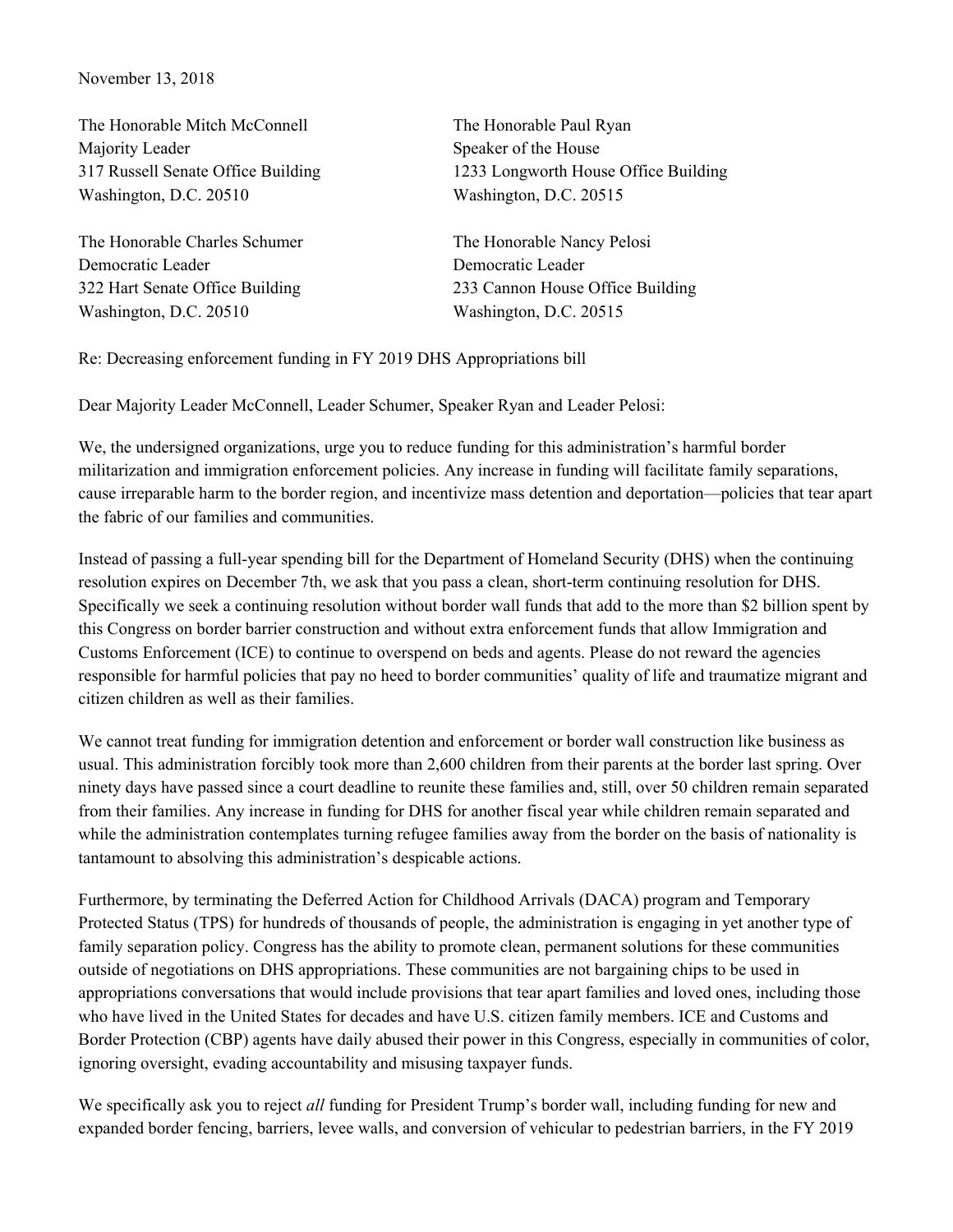November 13, 2018

The Honorable Mitch McConnell
Majority Leader
317 Russell Senate Office Building
Washington, D.C. 20510

The Honorable Paul Ryan
Speaker of the House
1233 Longworth House Office Building
Washington, D.C. 20515

The Honorable Charles Schumer
Democratic Leader
322 Hart Senate Office Building
Washington, D.C. 20510

The Honorable Nancy Pelosi
Democratic Leader
233 Cannon House Office Building
Washington, D.C. 20515

Re: Decreasing enforcement funding in FY 2019 DHS Appropriations bill

Dear Majority Leader McConnell, Leader Schumer, Speaker Ryan and Leader Pelosi:

We, the undersigned organizations, urge you to reduce funding for this administration's harmful border militarization and immigration enforcement policies. Any increase in funding will facilitate family separations, cause irreparable harm to the border region, and incentivize mass detention and deportation—policies that tear apart the fabric of our families and communities.

Instead of passing a full-year spending bill for the Department of Homeland Security (DHS) when the continuing resolution expires on December 7th, we ask that you pass a clean, short-term continuing resolution for DHS. Specifically we seek a continuing resolution without border wall funds that add to the more than $2 billion spent by this Congress on border barrier construction and without extra enforcement funds that allow Immigration and Customs Enforcement (ICE) to continue to overspend on beds and agents. Please do not reward the agencies responsible for harmful policies that pay no heed to border communities' quality of life and traumatize migrant and citizen children as well as their families.

We cannot treat funding for immigration detention and enforcement or border wall construction like business as usual. This administration forcibly took more than 2,600 children from their parents at the border last spring. Over ninety days have passed since a court deadline to reunite these families and, still, over 50 children remain separated from their families. Any increase in funding for DHS for another fiscal year while children remain separated and while the administration contemplates turning refugee families away from the border on the basis of nationality is tantamount to absolving this administration's despicable actions.

Furthermore, by terminating the Deferred Action for Childhood Arrivals (DACA) program and Temporary Protected Status (TPS) for hundreds of thousands of people, the administration is engaging in yet another type of family separation policy. Congress has the ability to promote clean, permanent solutions for these communities outside of negotiations on DHS appropriations. These communities are not bargaining chips to be used in appropriations conversations that would include provisions that tear apart families and loved ones, including those who have lived in the United States for decades and have U.S. citizen family members. ICE and Customs and Border Protection (CBP) agents have daily abused their power in this Congress, especially in communities of color, ignoring oversight, evading accountability and misusing taxpayer funds.

We specifically ask you to reject *all* funding for President Trump's border wall, including funding for new and expanded border fencing, barriers, levee walls, and conversion of vehicular to pedestrian barriers, in the FY 2019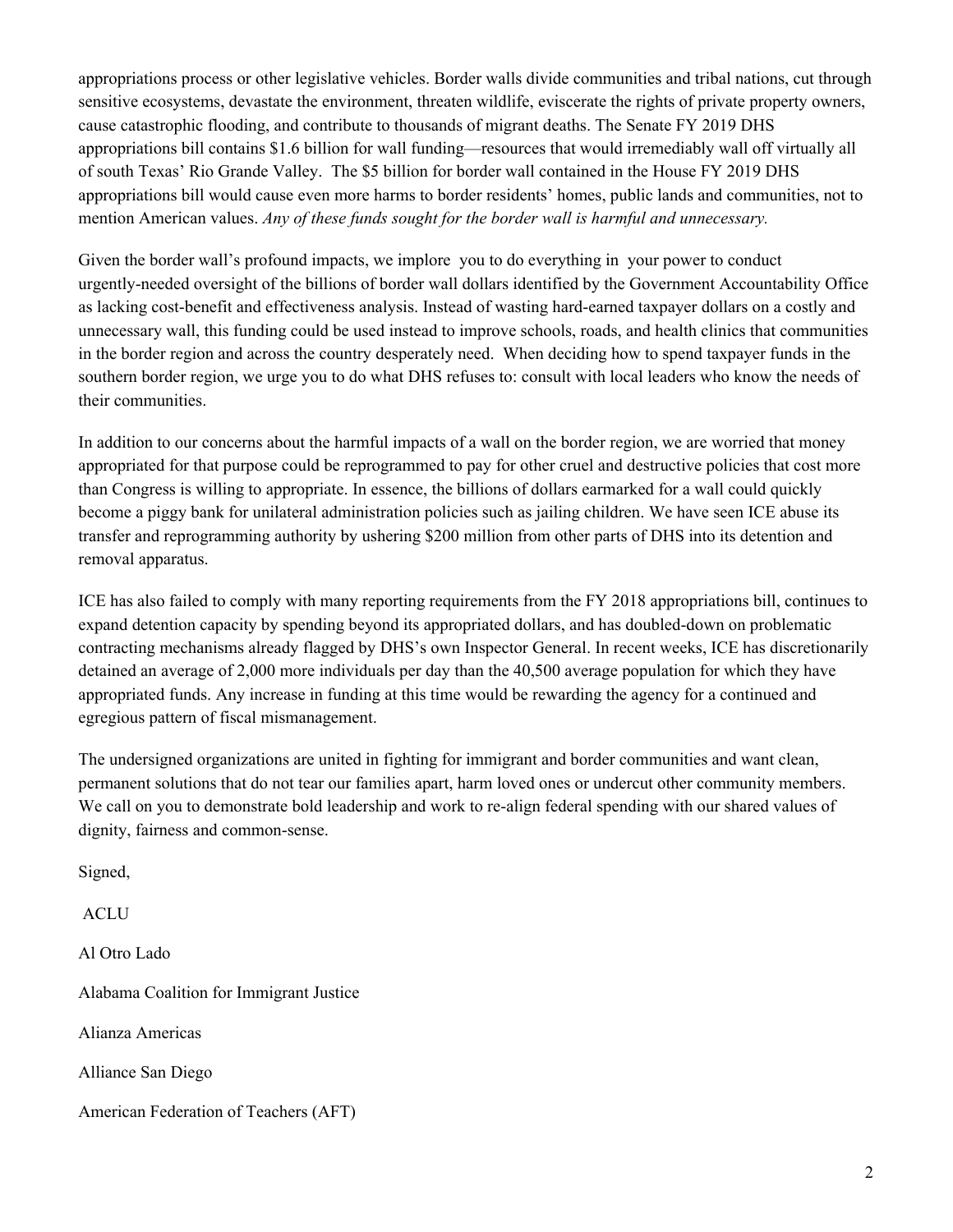appropriations process or other legislative vehicles. Border walls divide communities and tribal nations, cut through sensitive ecosystems, devastate the environment, threaten wildlife, eviscerate the rights of private property owners, cause catastrophic flooding, and contribute to thousands of migrant deaths. The Senate FY 2019 DHS appropriations bill contains $1.6 billion for wall funding—resources that would irremediably wall off virtually all of south Texas' Rio Grande Valley. The $5 billion for border wall contained in the House FY 2019 DHS appropriations bill would cause even more harms to border residents' homes, public lands and communities, not to mention American values. *Any of these funds sought for the border wall is harmful and unnecessary.*

Given the border wall's profound impacts, we implore you to do everything in your power to conduct urgently-needed oversight of the billions of border wall dollars identified by the Government Accountability Office as lacking cost-benefit and effectiveness analysis. Instead of wasting hard-earned taxpayer dollars on a costly and unnecessary wall, this funding could be used instead to improve schools, roads, and health clinics that communities in the border region and across the country desperately need. When deciding how to spend taxpayer funds in the southern border region, we urge you to do what DHS refuses to: consult with local leaders who know the needs of their communities.

In addition to our concerns about the harmful impacts of a wall on the border region, we are worried that money appropriated for that purpose could be reprogrammed to pay for other cruel and destructive policies that cost more than Congress is willing to appropriate. In essence, the billions of dollars earmarked for a wall could quickly become a piggy bank for unilateral administration policies such as jailing children. We have seen ICE abuse its transfer and reprogramming authority by ushering $200 million from other parts of DHS into its detention and removal apparatus.

ICE has also failed to comply with many reporting requirements from the FY 2018 appropriations bill, continues to expand detention capacity by spending beyond its appropriated dollars, and has doubled-down on problematic contracting mechanisms already flagged by DHS's own Inspector General. In recent weeks, ICE has discretionarily detained an average of 2,000 more individuals per day than the 40,500 average population for which they have appropriated funds. Any increase in funding at this time would be rewarding the agency for a continued and egregious pattern of fiscal mismanagement.

The undersigned organizations are united in fighting for immigrant and border communities and want clean, permanent solutions that do not tear our families apart, harm loved ones or undercut other community members. We call on you to demonstrate bold leadership and work to re-align federal spending with our shared values of dignity, fairness and common-sense.

Signed,

ACLU

Al Otro Lado

Alabama Coalition for Immigrant Justice

Alianza Americas

Alliance San Diego

American Federation of Teachers (AFT)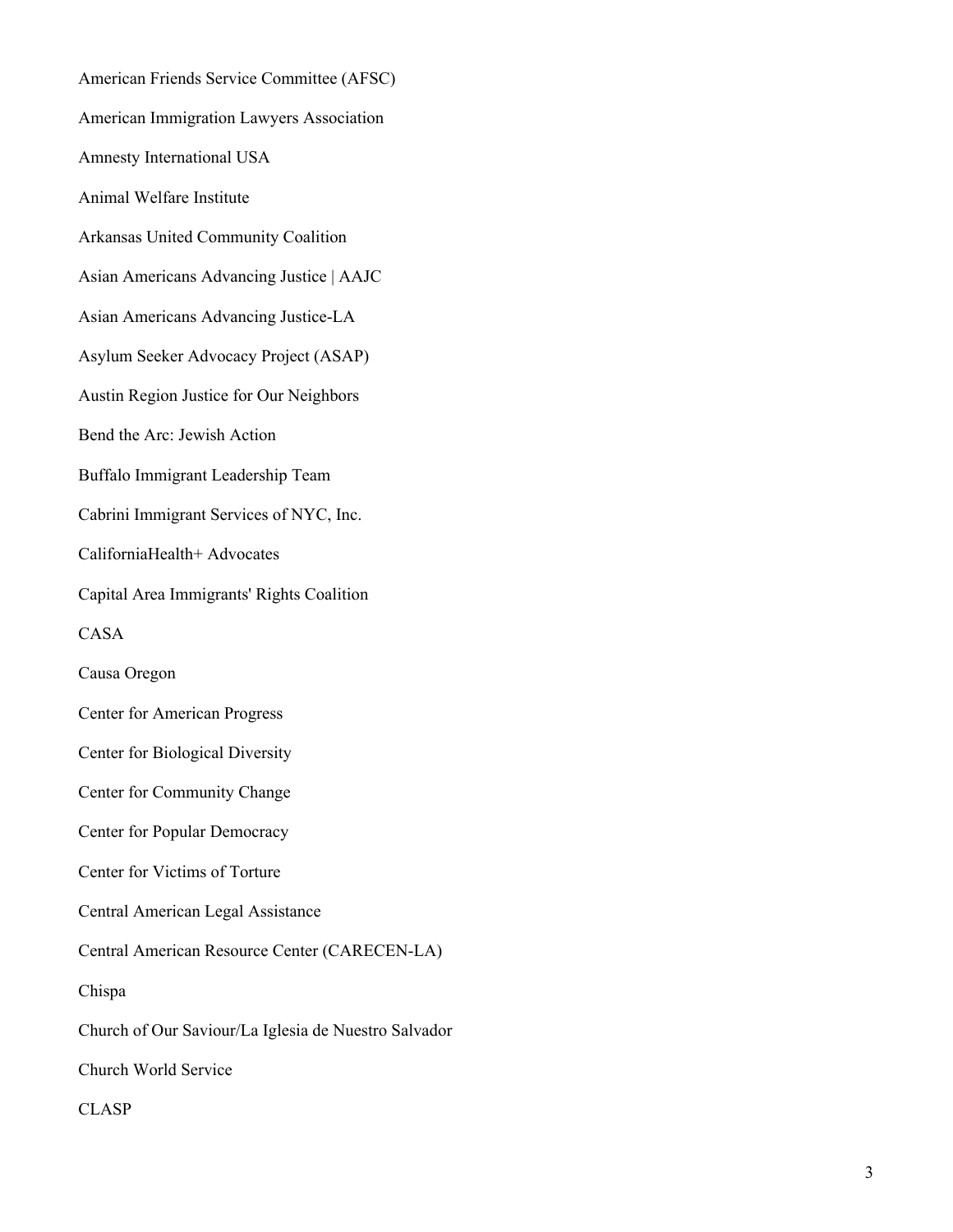American Friends Service Committee (AFSC)

American Immigration Lawyers Association

Amnesty International USA

Animal Welfare Institute

Arkansas United Community Coalition

Asian Americans Advancing Justice | AAJC

Asian Americans Advancing Justice-LA

Asylum Seeker Advocacy Project (ASAP)

Austin Region Justice for Our Neighbors

Bend the Arc: Jewish Action

Buffalo Immigrant Leadership Team

Cabrini Immigrant Services of NYC, Inc.

CaliforniaHealth+ Advocates

Capital Area Immigrants' Rights Coalition

CASA

Causa Oregon

Center for American Progress

Center for Biological Diversity

Center for Community Change

Center for Popular Democracy

Center for Victims of Torture

Central American Legal Assistance

Central American Resource Center (CARECEN-LA)

Chispa

Church of Our Saviour/La Iglesia de Nuestro Salvador

Church World Service

CLASP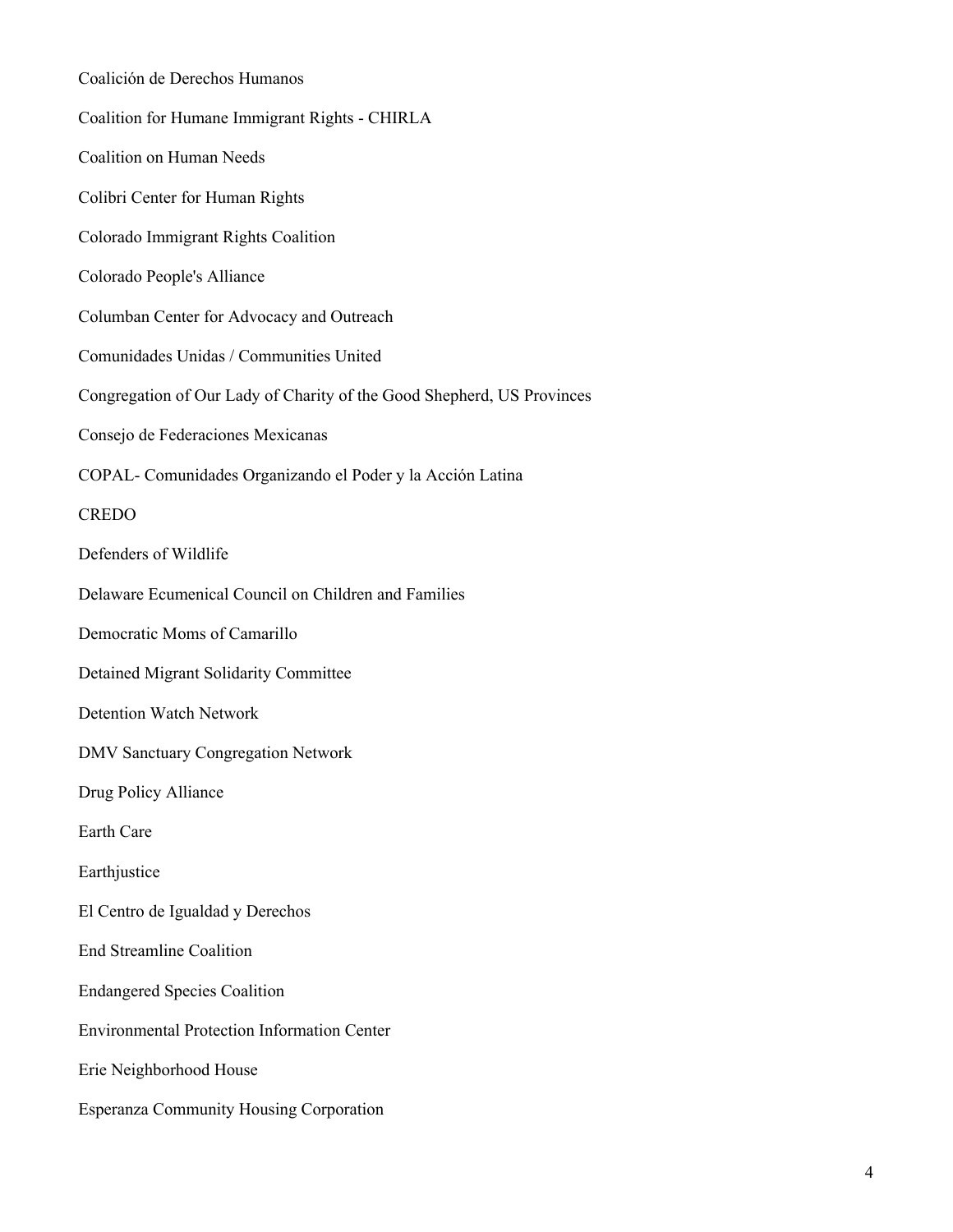Coalición de Derechos Humanos

Coalition for Humane Immigrant Rights - CHIRLA

Coalition on Human Needs

Colibri Center for Human Rights

Colorado Immigrant Rights Coalition

Colorado People's Alliance

Columban Center for Advocacy and Outreach

Comunidades Unidas / Communities United

Congregation of Our Lady of Charity of the Good Shepherd, US Provinces

Consejo de Federaciones Mexicanas

COPAL- Comunidades Organizando el Poder y la Acción Latina

CREDO

Defenders of Wildlife

Delaware Ecumenical Council on Children and Families

Democratic Moms of Camarillo

Detained Migrant Solidarity Committee

Detention Watch Network

DMV Sanctuary Congregation Network

Drug Policy Alliance

Earth Care

Earthjustice

El Centro de Igualdad y Derechos

End Streamline Coalition

Endangered Species Coalition

Environmental Protection Information Center

Erie Neighborhood House

Esperanza Community Housing Corporation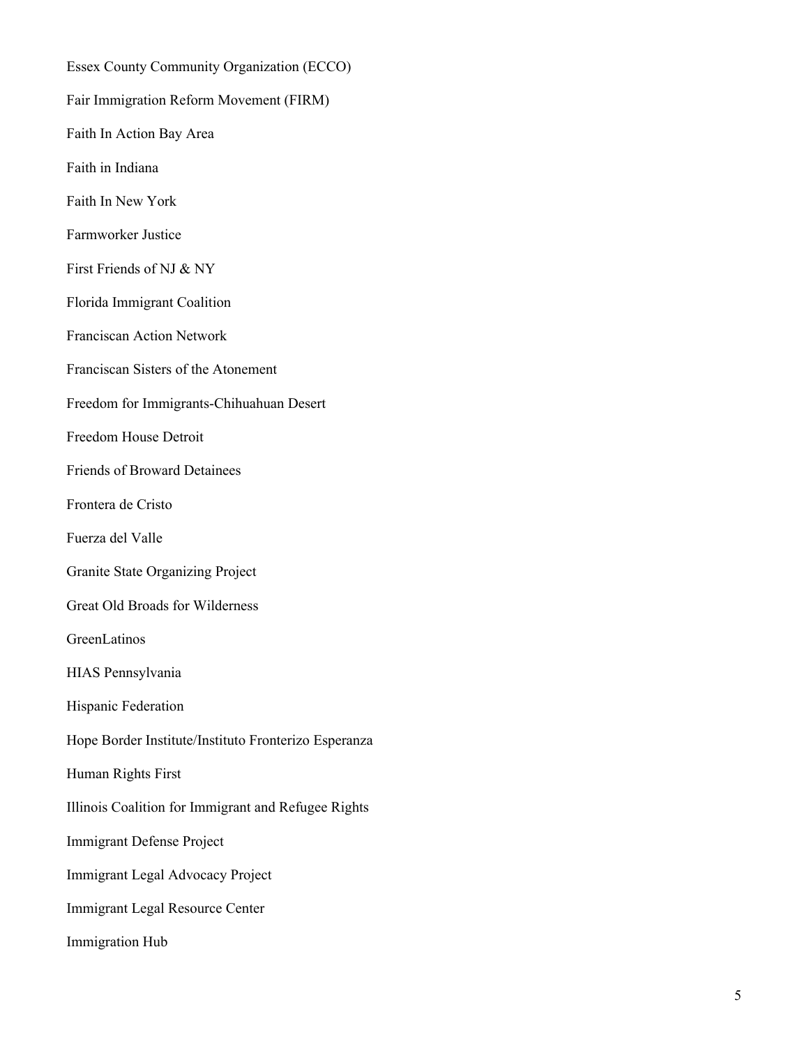Essex County Community Organization (ECCO)

Fair Immigration Reform Movement (FIRM)

Faith In Action Bay Area

Faith in Indiana

Faith In New York

Farmworker Justice

First Friends of NJ & NY

Florida Immigrant Coalition

Franciscan Action Network

Franciscan Sisters of the Atonement

Freedom for Immigrants-Chihuahuan Desert

Freedom House Detroit

Friends of Broward Detainees

Frontera de Cristo

Fuerza del Valle

Granite State Organizing Project

Great Old Broads for Wilderness

GreenLatinos

HIAS Pennsylvania

Hispanic Federation

Hope Border Institute/Instituto Fronterizo Esperanza

Human Rights First

Illinois Coalition for Immigrant and Refugee Rights

Immigrant Defense Project

Immigrant Legal Advocacy Project

Immigrant Legal Resource Center

Immigration Hub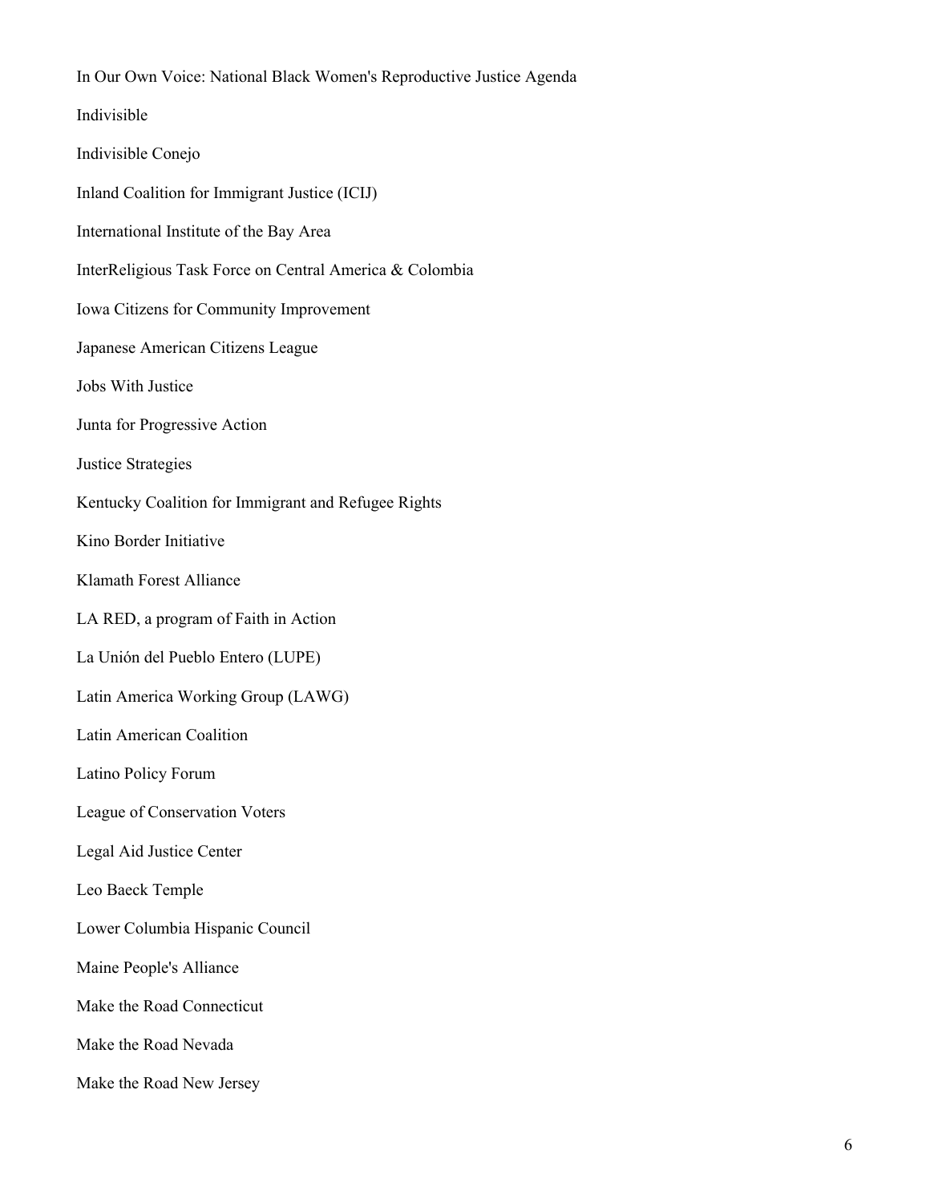In Our Own Voice: National Black Women's Reproductive Justice Agenda

Indivisible

Indivisible Conejo

Inland Coalition for Immigrant Justice (ICIJ)

International Institute of the Bay Area

InterReligious Task Force on Central America & Colombia

Iowa Citizens for Community Improvement

Japanese American Citizens League

Jobs With Justice

Junta for Progressive Action

Justice Strategies

Kentucky Coalition for Immigrant and Refugee Rights

Kino Border Initiative

Klamath Forest Alliance

LA RED, a program of Faith in Action

La Unión del Pueblo Entero (LUPE)

Latin America Working Group (LAWG)

Latin American Coalition

Latino Policy Forum

League of Conservation Voters

Legal Aid Justice Center

Leo Baeck Temple

Lower Columbia Hispanic Council

Maine People's Alliance

Make the Road Connecticut

Make the Road Nevada

Make the Road New Jersey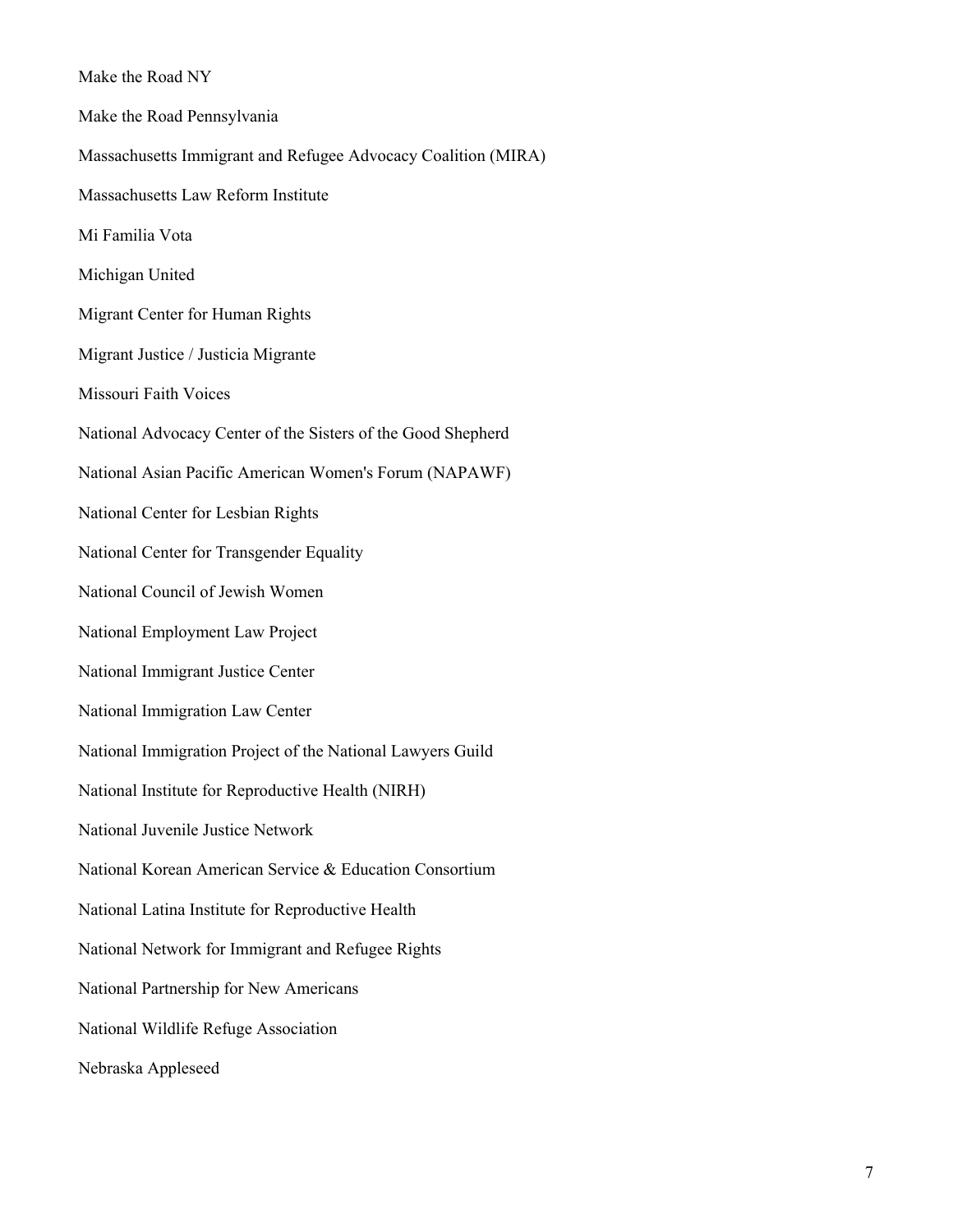Make the Road NY

Make the Road Pennsylvania

Massachusetts Immigrant and Refugee Advocacy Coalition (MIRA)

Massachusetts Law Reform Institute

Mi Familia Vota

Michigan United

Migrant Center for Human Rights

Migrant Justice / Justicia Migrante

Missouri Faith Voices

National Advocacy Center of the Sisters of the Good Shepherd

National Asian Pacific American Women's Forum (NAPAWF)

National Center for Lesbian Rights

National Center for Transgender Equality

National Council of Jewish Women

National Employment Law Project

National Immigrant Justice Center

National Immigration Law Center

National Immigration Project of the National Lawyers Guild

National Institute for Reproductive Health (NIRH)

National Juvenile Justice Network

National Korean American Service & Education Consortium

National Latina Institute for Reproductive Health

National Network for Immigrant and Refugee Rights

National Partnership for New Americans

National Wildlife Refuge Association

Nebraska Appleseed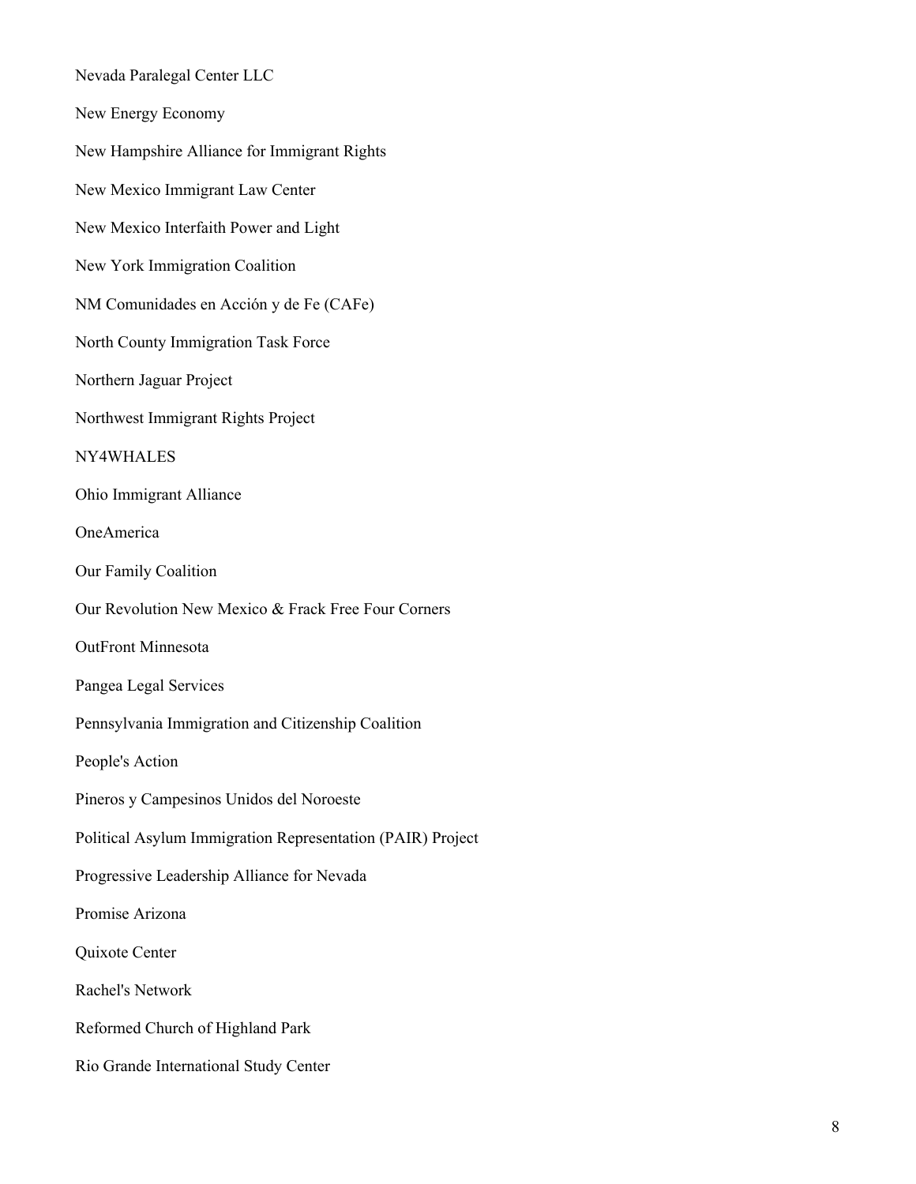Nevada Paralegal Center LLC

New Energy Economy

New Hampshire Alliance for Immigrant Rights

New Mexico Immigrant Law Center

New Mexico Interfaith Power and Light

New York Immigration Coalition

NM Comunidades en Acción y de Fe (CAFe)

North County Immigration Task Force

Northern Jaguar Project

Northwest Immigrant Rights Project

NY4WHALES

Ohio Immigrant Alliance

OneAmerica

Our Family Coalition

Our Revolution New Mexico & Frack Free Four Corners

OutFront Minnesota

Pangea Legal Services

Pennsylvania Immigration and Citizenship Coalition

People's Action

Pineros y Campesinos Unidos del Noroeste

Political Asylum Immigration Representation (PAIR) Project

Progressive Leadership Alliance for Nevada

Promise Arizona

Quixote Center

Rachel's Network

Reformed Church of Highland Park

Rio Grande International Study Center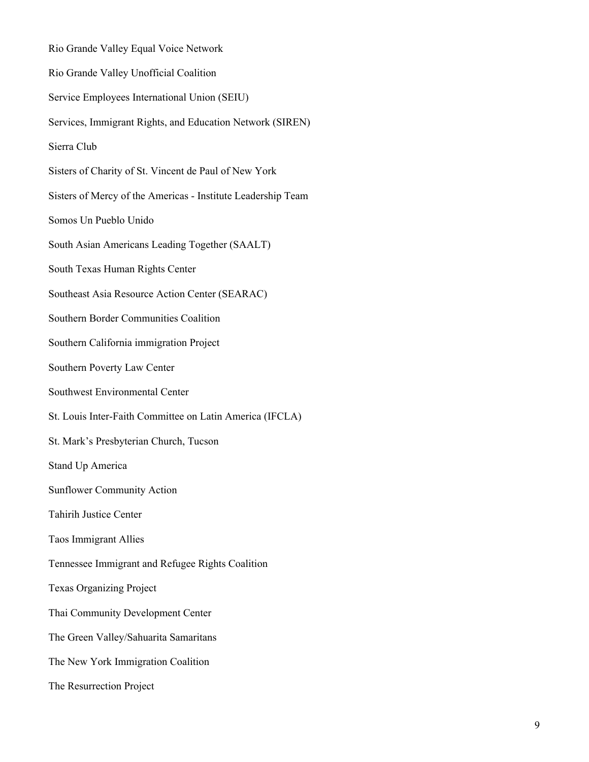Rio Grande Valley Equal Voice Network

Rio Grande Valley Unofficial Coalition

Service Employees International Union (SEIU)

Services, Immigrant Rights, and Education Network (SIREN)

Sierra Club

Sisters of Charity of St. Vincent de Paul of New York

Sisters of Mercy of the Americas - Institute Leadership Team

Somos Un Pueblo Unido

South Asian Americans Leading Together (SAALT)

South Texas Human Rights Center

Southeast Asia Resource Action Center (SEARAC)

Southern Border Communities Coalition

Southern California immigration Project

Southern Poverty Law Center

Southwest Environmental Center

St. Louis Inter-Faith Committee on Latin America (IFCLA)

St. Mark's Presbyterian Church, Tucson

Stand Up America

Sunflower Community Action

Tahirih Justice Center

Taos Immigrant Allies

Tennessee Immigrant and Refugee Rights Coalition

Texas Organizing Project

Thai Community Development Center

The Green Valley/Sahuarita Samaritans

The New York Immigration Coalition

The Resurrection Project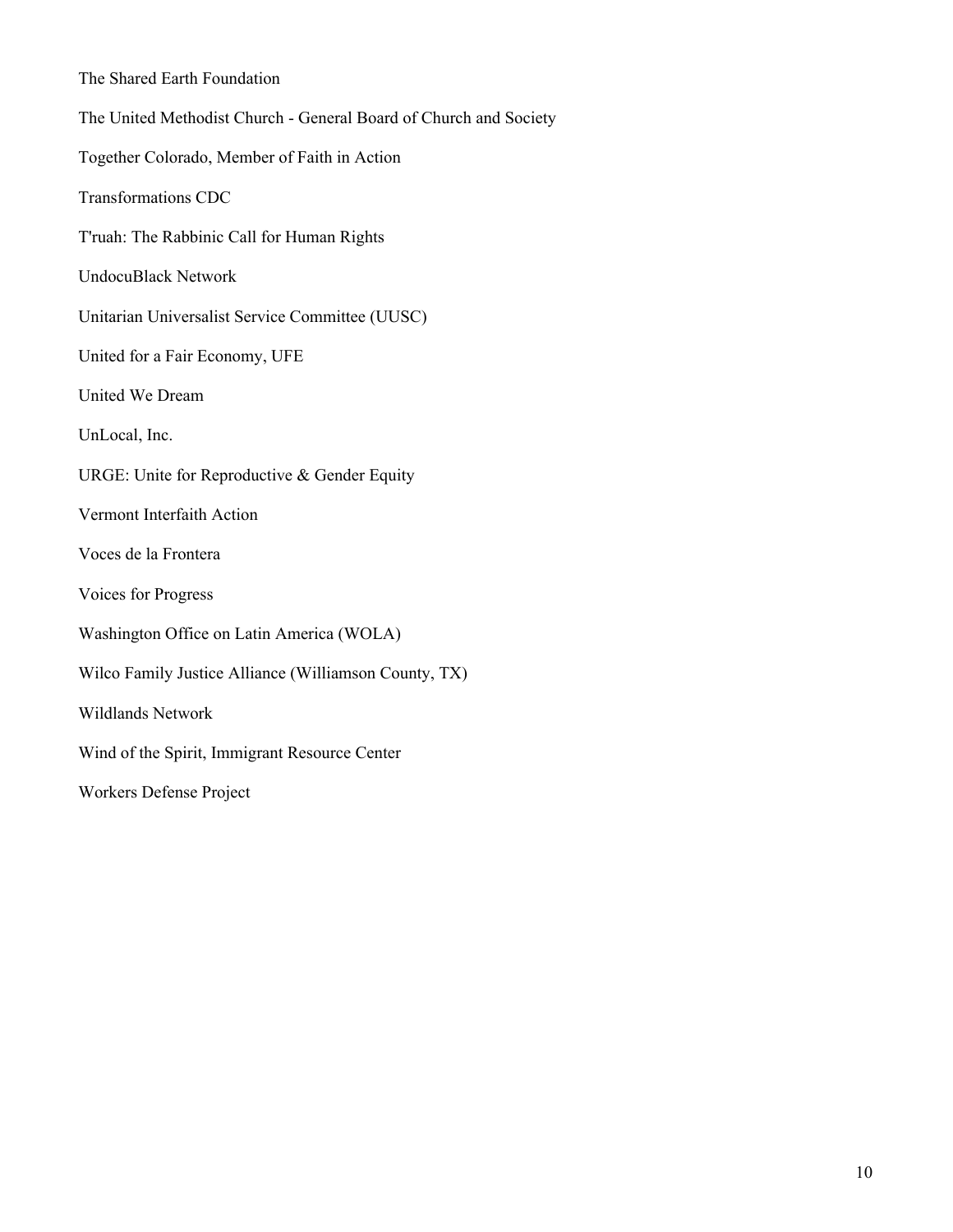The Shared Earth Foundation

The United Methodist Church - General Board of Church and Society

Together Colorado, Member of Faith in Action

Transformations CDC

T'ruah: The Rabbinic Call for Human Rights

UndocuBlack Network

Unitarian Universalist Service Committee (UUSC)

United for a Fair Economy, UFE

United We Dream

UnLocal, Inc.

URGE: Unite for Reproductive & Gender Equity

Vermont Interfaith Action

Voces de la Frontera

Voices for Progress

Washington Office on Latin America (WOLA)

Wilco Family Justice Alliance (Williamson County, TX)

Wildlands Network

Wind of the Spirit, Immigrant Resource Center

Workers Defense Project